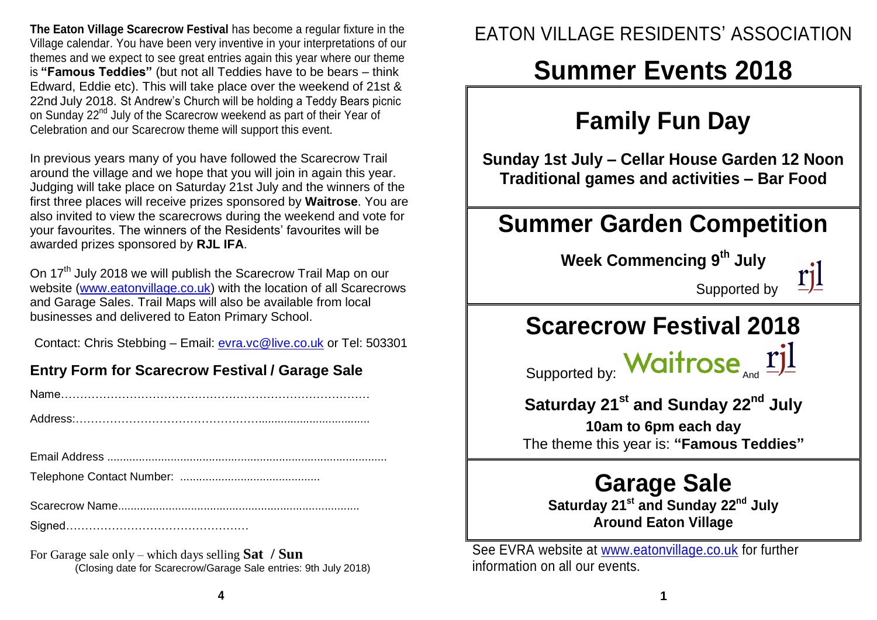**The Eaton Village Scarecrow Festival** has become a regular fixture in the Village calendar. You have been very inventive in your interpretations of our themes and we expect to see great entries again this year where our theme is **"Famous Teddies"** (but not all Teddies have to be bears – think Edward, Eddie etc). This will take place over the weekend of 21st & 22nd July 2018. St Andrew's Church will be holding a Teddy Bears picnic on Sunday 22nd July of the Scarecrow weekend as part of their Year of Celebration and our Scarecrow theme will support this event.

In previous years many of you have followed the Scarecrow Trail around the village and we hope that you will join in again this year. Judging will take place on Saturday 21st July and the winners of the first three places will receive prizes sponsored by **Waitrose**. You are also invited to view the scarecrows during the weekend and vote for your favourites. The winners of the Residents' favourites will be awarded prizes sponsored by **RJL IFA**.

On 17th July 2018 we will publish the Scarecrow Trail Map on our website (www.eatonvillage.co.uk) with the location of all Scarecrows and Garage Sales. Trail Maps will also be available from local businesses and delivered to Eaton Primary School.

Contact: Chris Stebbing – Email: evra.vc@live.co.uk or Tel: 503301

## Entry Form for Scarecrow Festival / Garage Sale

Name………………………………………………………………………

Address:……………………………………………...................................

Email Address .......................................................................................

Telephone Contact Number: ............................................

Scarecrow Name...........................................................................

Signed…………………………………………

For Garage sale only – which days selling **Sat** / **Sun**

(Closing date for Scarecrow/Garage Sale entries: 9th July 2018)

# EATON VILLAGE RESIDENTS' ASSOCIATION

# Summer Events 2018

## Family Fun Day

**Sunday 1st July – Cellar House Garden 12 Noon**
**Traditional games and activities – Bar Food**

## Summer Garden Competition

**Week Commencing 9th July**

Supported by rjl

## Scarecrow Festival 2018

Supported by: Waitrose And rjl

**Saturday 21st and Sunday 22nd July**

**10am to 6pm each day**

The theme this year is: **"Famous Teddies"**

## Garage Sale

**Saturday 21st and Sunday 22nd July**
**Around Eaton Village**

See EVRA website at www.eatonvillage.co.uk for further information on all our events.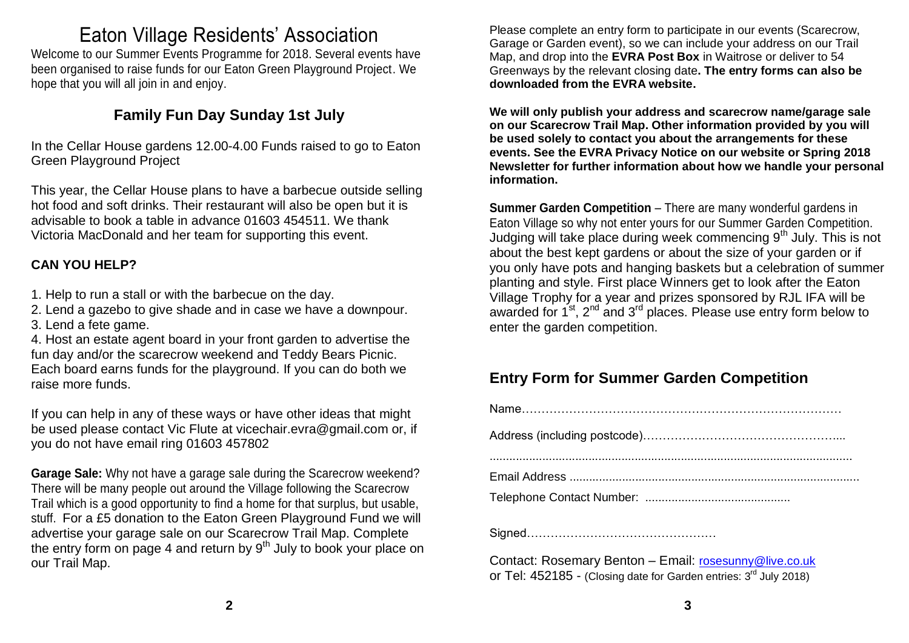# Eaton Village Residents' Association

Welcome to our Summer Events Programme for 2018. Several events have been organised to raise funds for our Eaton Green Playground Project. We hope that you will all join in and enjoy.

## Family Fun Day Sunday 1st July

In the Cellar House gardens 12.00-4.00 Funds raised to go to Eaton Green Playground Project

This year, the Cellar House plans to have a barbecue outside selling hot food and soft drinks. Their restaurant will also be open but it is advisable to book a table in advance 01603 454511. We thank Victoria MacDonald and her team for supporting this event.

### CAN YOU HELP?

1. Help to run a stall or with the barbecue on the day.
2. Lend a gazebo to give shade and in case we have a downpour.
3. Lend a fete game.
4. Host an estate agent board in your front garden to advertise the fun day and/or the scarecrow weekend and Teddy Bears Picnic. Each board earns funds for the playground. If you can do both we raise more funds.

If you can help in any of these ways or have other ideas that might be used please contact Vic Flute at vicechair.evra@gmail.com or, if you do not have email ring 01603 457802

**Garage Sale:** Why not have a garage sale during the Scarecrow weekend? There will be many people out around the Village following the Scarecrow Trail which is a good opportunity to find a home for that surplus, but usable, stuff. For a £5 donation to the Eaton Green Playground Fund we will advertise your garage sale on our Scarecrow Trail Map. Complete the entry form on page 4 and return by 9th July to book your place on our Trail Map.

Please complete an entry form to participate in our events (Scarecrow, Garage or Garden event), so we can include your address on our Trail Map, and drop into the **EVRA Post Box** in Waitrose or deliver to 54 Greenways by the relevant closing date**. The entry forms can also be downloaded from the EVRA website.**

**We will only publish your address and scarecrow name/garage sale on our Scarecrow Trail Map. Other information provided by you will be used solely to contact you about the arrangements for these events. See the EVRA Privacy Notice on our website or Spring 2018 Newsletter for further information about how we handle your personal information.**

**Summer Garden Competition** – There are many wonderful gardens in Eaton Village so why not enter yours for our Summer Garden Competition. Judging will take place during week commencing 9th July. This is not about the best kept gardens or about the size of your garden or if you only have pots and hanging baskets but a celebration of summer planting and style. First place Winners get to look after the Eaton Village Trophy for a year and prizes sponsored by RJL IFA will be awarded for 1st, 2nd and 3rd places. Please use entry form below to enter the garden competition.

## Entry Form for Summer Garden Competition

Name…………………………………………………………………………

Address (including postcode)…………………………………………....

..............................................................................................................

Email Address .......................................................................................

Telephone Contact Number: ...........................................

Signed…………………………………………

Contact: Rosemary Benton – Email: rosesunny@live.co.uk or Tel: 452185 - (Closing date for Garden entries: 3rd July 2018)